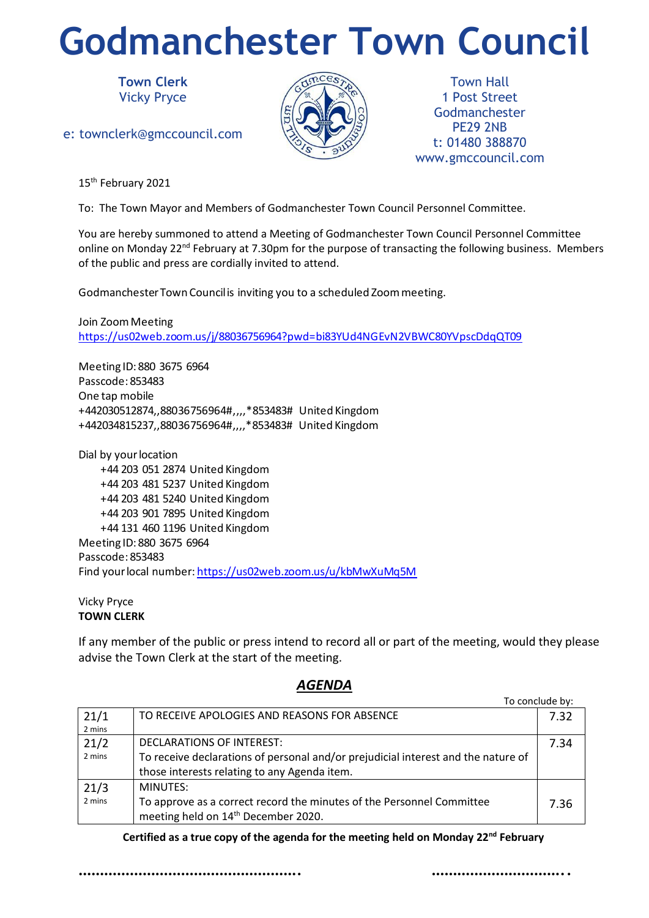# Godmanchester Town Council

**Town Clerk**
Vicky Pryce

e: townclerk@gmccouncil.com

Town Hall
1 Post Street
Godmanchester
PE29 2NB
t: 01480 388870
www.gmccouncil.com

15th February 2021

To: The Town Mayor and Members of Godmanchester Town Council Personnel Committee.

You are hereby summoned to attend a Meeting of Godmanchester Town Council Personnel Committee online on Monday 22nd February at 7.30pm for the purpose of transacting the following business. Members of the public and press are cordially invited to attend.

Godmanchester Town Council is inviting you to a scheduled Zoom meeting.

Join Zoom Meeting
https://us02web.zoom.us/j/88036756964?pwd=bi83YUd4NGEvN2VBWC80YVpscDdqQT09

Meeting ID: 880 3675 6964
Passcode: 853483
One tap mobile
+442030512874,,88036756964#,,,,*853483# United Kingdom
+442034815237,,88036756964#,,,,*853483# United Kingdom

Dial by your location
+44 203 051 2874 United Kingdom
+44 203 481 5237 United Kingdom
+44 203 481 5240 United Kingdom
+44 203 901 7895 United Kingdom
+44 131 460 1196 United Kingdom
Meeting ID: 880 3675 6964
Passcode: 853483
Find your local number: https://us02web.zoom.us/u/kbMwXuMq5M

Vicky Pryce
**TOWN CLERK**

If any member of the public or press intend to record all or part of the meeting, would they please advise the Town Clerk at the start of the meeting.

## *AGENDA*

| | | To conclude by: |
|---|---|---|
| 21/1 2 mins | TO RECEIVE APOLOGIES AND REASONS FOR ABSENCE | 7.32 |
| 21/2 2 mins | DECLARATIONS OF INTEREST: To receive declarations of personal and/or prejudicial interest and the nature of those interests relating to any Agenda item. | 7.34 |
| 21/3 2 mins | MINUTES: To approve as a correct record the minutes of the Personnel Committee meeting held on 14th December 2020. | 7.36 |

**Certified as a true copy of the agenda for the meeting held on Monday 22nd February**

.................................................... ..................................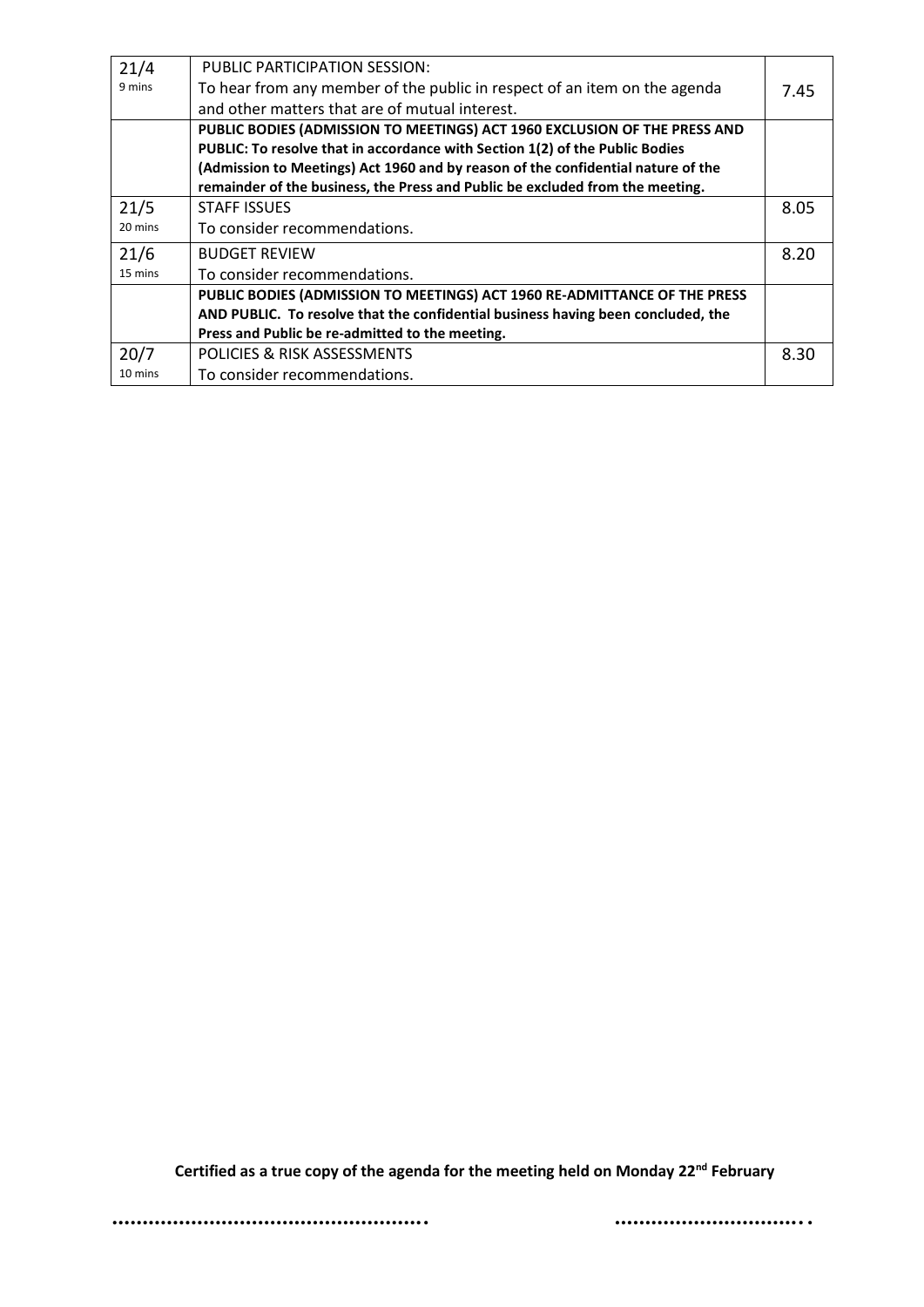| | | |
|---|---|---|
| 21/4<br>9 mins | PUBLIC PARTICIPATION SESSION:<br>To hear from any member of the public in respect of an item on the agenda and other matters that are of mutual interest. | 7.45 |
| | **PUBLIC BODIES (ADMISSION TO MEETINGS) ACT 1960 EXCLUSION OF THE PRESS AND PUBLIC: To resolve that in accordance with Section 1(2) of the Public Bodies (Admission to Meetings) Act 1960 and by reason of the confidential nature of the remainder of the business, the Press and Public be excluded from the meeting.** | |
| 21/5<br>20 mins | STAFF ISSUES<br>To consider recommendations. | 8.05 |
| 21/6<br>15 mins | BUDGET REVIEW<br>To consider recommendations. | 8.20 |
| | **PUBLIC BODIES (ADMISSION TO MEETINGS) ACT 1960 RE-ADMITTANCE OF THE PRESS AND PUBLIC. To resolve that the confidential business having been concluded, the Press and Public be re-admitted to the meeting.** | |
| 20/7<br>10 mins | POLICIES & RISK ASSESSMENTS<br>To consider recommendations. | 8.30 |

**Certified as a true copy of the agenda for the meeting held on Monday 22nd February**

.................................................. ................................